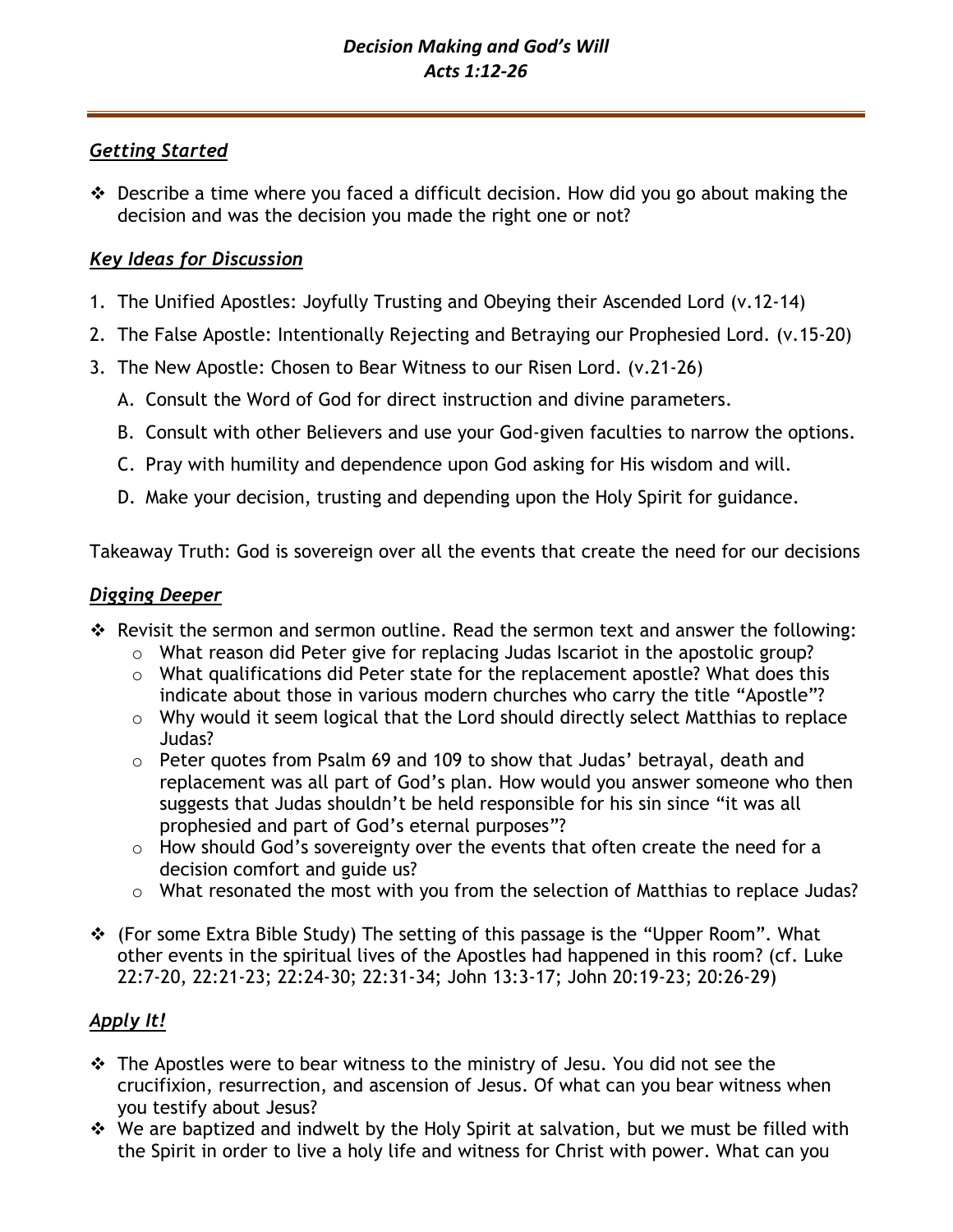# *Decision Making and God's Will*
# *Acts 1:12-26*

## ***Getting Started***

- Describe a time where you faced a difficult decision. How did you go about making the decision and was the decision you made the right one or not?

## ***Key Ideas for Discussion***

1. The Unified Apostles: Joyfully Trusting and Obeying their Ascended Lord (v.12-14)
2. The False Apostle: Intentionally Rejecting and Betraying our Prophesied Lord. (v.15-20)
3. The New Apostle: Chosen to Bear Witness to our Risen Lord. (v.21-26)
   A. Consult the Word of God for direct instruction and divine parameters.
   B. Consult with other Believers and use your God-given faculties to narrow the options.
   C. Pray with humility and dependence upon God asking for His wisdom and will.
   D. Make your decision, trusting and depending upon the Holy Spirit for guidance.

Takeaway Truth: God is sovereign over all the events that create the need for our decisions

## ***Digging Deeper***

- Revisit the sermon and sermon outline. Read the sermon text and answer the following:
  - What reason did Peter give for replacing Judas Iscariot in the apostolic group?
  - What qualifications did Peter state for the replacement apostle? What does this indicate about those in various modern churches who carry the title "Apostle"?
  - Why would it seem logical that the Lord should directly select Matthias to replace Judas?
  - Peter quotes from Psalm 69 and 109 to show that Judas' betrayal, death and replacement was all part of God's plan. How would you answer someone who then suggests that Judas shouldn't be held responsible for his sin since "it was all prophesied and part of God's eternal purposes"?
  - How should God's sovereignty over the events that often create the need for a decision comfort and guide us?
  - What resonated the most with you from the selection of Matthias to replace Judas?
- (For some Extra Bible Study) The setting of this passage is the "Upper Room". What other events in the spiritual lives of the Apostles had happened in this room? (cf. Luke 22:7-20, 22:21-23; 22:24-30; 22:31-34; John 13:3-17; John 20:19-23; 20:26-29)

## ***Apply It!***

- The Apostles were to bear witness to the ministry of Jesu. You did not see the crucifixion, resurrection, and ascension of Jesus. Of what can you bear witness when you testify about Jesus?
- We are baptized and indwelt by the Holy Spirit at salvation, but we must be filled with the Spirit in order to live a holy life and witness for Christ with power. What can you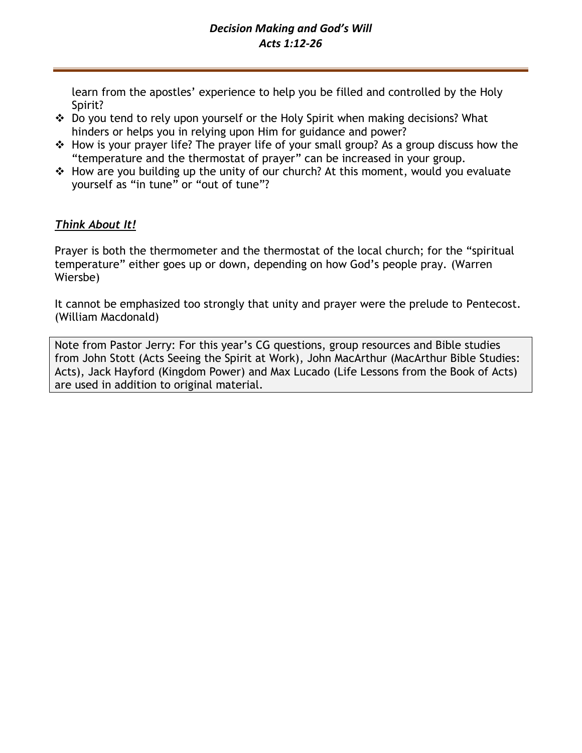learn from the apostles' experience to help you be filled and controlled by the Holy Spirit?

- Do you tend to rely upon yourself or the Holy Spirit when making decisions? What hinders or helps you in relying upon Him for guidance and power?
- How is your prayer life? The prayer life of your small group? As a group discuss how the "temperature and the thermostat of prayer" can be increased in your group.
- How are you building up the unity of our church? At this moment, would you evaluate yourself as "in tune" or "out of tune"?

***Think About It!***

Prayer is both the thermometer and the thermostat of the local church; for the "spiritual temperature" either goes up or down, depending on how God's people pray. (Warren Wiersbe)

It cannot be emphasized too strongly that unity and prayer were the prelude to Pentecost. (William Macdonald)

Note from Pastor Jerry: For this year's CG questions, group resources and Bible studies from John Stott (Acts Seeing the Spirit at Work), John MacArthur (MacArthur Bible Studies: Acts), Jack Hayford (Kingdom Power) and Max Lucado (Life Lessons from the Book of Acts) are used in addition to original material.